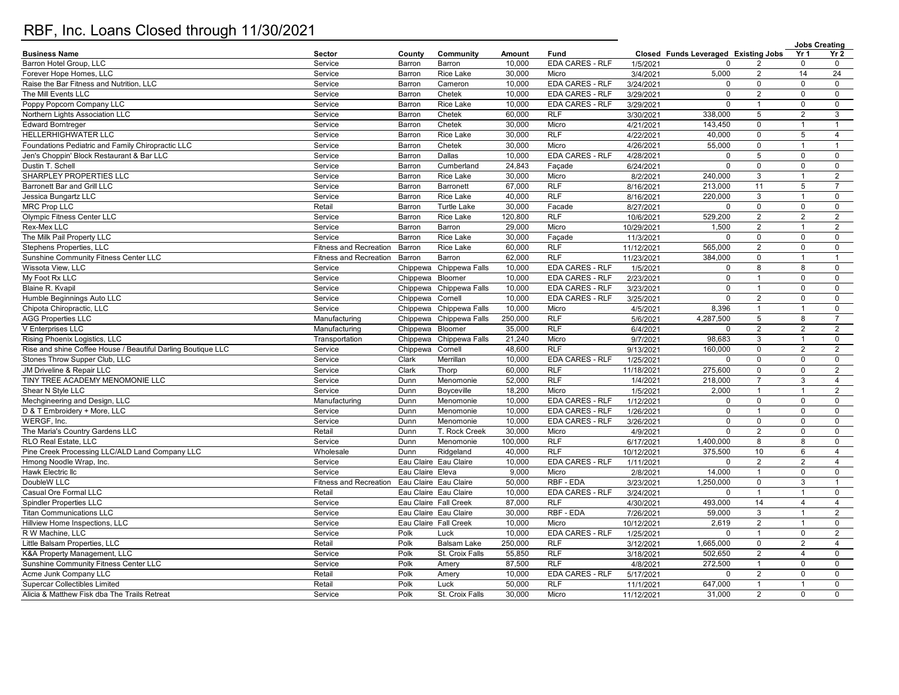# RBF, Inc. Loans Closed through 11/30/2021

| Business Name | Sector | County | Community | Amount | Fund | Closed | Funds Leveraged | Existing Jobs | Jobs Creating Yr 1 | Jobs Creating Yr 2 |
|---|---|---|---|---|---|---|---|---|---|---|
| Barron Hotel Group, LLC | Service | Barron | Barron | 10,000 | EDA CARES - RLF | 1/5/2021 | 0 | 2 | 0 | 0 |
| Forever Hope Homes, LLC | Service | Barron | Rice Lake | 30,000 | Micro | 3/4/2021 | 5,000 | 2 | 14 | 24 |
| Raise the Bar Fitness and Nutrition, LLC | Service | Barron | Cameron | 10,000 | EDA CARES - RLF | 3/24/2021 | 0 | 0 | 0 | 0 |
| The Mill Events LLC | Service | Barron | Chetek | 10,000 | EDA CARES - RLF | 3/29/2021 | 0 | 2 | 0 | 0 |
| Poppy Popcorn Company LLC | Service | Barron | Rice Lake | 10,000 | EDA CARES - RLF | 3/29/2021 | 0 | 1 | 0 | 0 |
| Northern Lights Association LLC | Service | Barron | Chetek | 60,000 | RLF | 3/30/2021 | 338,000 | 5 | 2 | 3 |
| Edward Borntreger | Service | Barron | Chetek | 30,000 | Micro | 4/21/2021 | 143,450 | 0 | 1 | 1 |
| HELLERHIGHWATER LLC | Service | Barron | Rice Lake | 30,000 | RLF | 4/22/2021 | 40,000 | 0 | 5 | 4 |
| Foundations Pediatric and Family Chiropractic LLC | Service | Barron | Chetek | 30,000 | Micro | 4/26/2021 | 55,000 | 0 | 1 | 1 |
| Jen's Choppin' Block Restaurant & Bar LLC | Service | Barron | Dallas | 10,000 | EDA CARES - RLF | 4/28/2021 | 0 | 5 | 0 | 0 |
| Dustin T. Schell | Service | Barron | Cumberland | 24,843 | Façade | 6/24/2021 | 0 | 0 | 0 | 0 |
| SHARPLEY PROPERTIES LLC | Service | Barron | Rice Lake | 30,000 | Micro | 8/2/2021 | 240,000 | 3 | 1 | 2 |
| Barronett Bar and Grill LLC | Service | Barron | Barronett | 67,000 | RLF | 8/16/2021 | 213,000 | 11 | 5 | 7 |
| Jessica Bungartz LLC | Service | Barron | Rice Lake | 40,000 | RLF | 8/16/2021 | 220,000 | 3 | 1 | 0 |
| MRC Prop LLC | Retail | Barron | Turtle Lake | 30,000 | Facade | 8/27/2021 | 0 | 0 | 0 | 0 |
| Olympic Fitness Center LLC | Service | Barron | Rice Lake | 120,800 | RLF | 10/6/2021 | 529,200 | 2 | 2 | 2 |
| Rex-Mex LLC | Service | Barron | Barron | 29,000 | Micro | 10/29/2021 | 1,500 | 2 | 1 | 2 |
| The Milk Pail Property LLC | Service | Barron | Rice Lake | 30,000 | Façade | 11/3/2021 | 0 | 0 | 0 | 0 |
| Stephens Properties, LLC | Fitness and Recreation | Barron | Rice Lake | 60,000 | RLF | 11/12/2021 | 565,000 | 2 | 0 | 0 |
| Sunshine Community Fitness Center LLC | Fitness and Recreation | Barron | Barron | 62,000 | RLF | 11/23/2021 | 384,000 | 0 | 1 | 1 |
| Wissota View, LLC | Service | Chippewa | Chippewa Falls | 10,000 | EDA CARES - RLF | 1/5/2021 | 0 | 8 | 8 | 0 |
| My Foot Rx LLC | Service | Chippewa | Bloomer | 10,000 | EDA CARES - RLF | 2/23/2021 | 0 | 1 | 0 | 0 |
| Blaine R. Kvapil | Service | Chippewa | Chippewa Falls | 10,000 | EDA CARES - RLF | 3/23/2021 | 0 | 1 | 0 | 0 |
| Humble Beginnings Auto LLC | Service | Chippewa | Cornell | 10,000 | EDA CARES - RLF | 3/25/2021 | 0 | 2 | 0 | 0 |
| Chipota Chiropractic, LLC | Service | Chippewa | Chippewa Falls | 10,000 | Micro | 4/5/2021 | 8,396 | 1 | 1 | 0 |
| AGG Properties LLC | Manufacturing | Chippewa | Chippewa Falls | 250,000 | RLF | 5/6/2021 | 4,287,500 | 5 | 8 | 7 |
| V Enterprises LLC | Manufacturing | Chippewa | Bloomer | 35,000 | RLF | 6/4/2021 | 0 | 2 | 2 | 2 |
| Rising Phoenix Logistics, LLC | Transportation | Chippewa | Chippewa Falls | 21,240 | Micro | 9/7/2021 | 98,683 | 3 | 1 | 0 |
| Rise and shine Coffee House / Beautiful Darling Boutique LLC | Service | Chippewa | Cornell | 48,600 | RLF | 9/13/2021 | 160,000 | 0 | 2 | 2 |
| Stones Throw Supper Club, LLC | Service | Clark | Merrillan | 10,000 | EDA CARES - RLF | 1/25/2021 | 0 | 0 | 0 | 0 |
| JM Driveline & Repair LLC | Service | Clark | Thorp | 60,000 | RLF | 11/18/2021 | 275,600 | 0 | 0 | 2 |
| TINY TREE ACADEMY MENOMONIE LLC | Service | Dunn | Menomonie | 52,000 | RLF | 1/4/2021 | 218,000 | 7 | 3 | 4 |
| Shear N Style LLC | Service | Dunn | Boyceville | 18,200 | Micro | 1/5/2021 | 2,000 | 1 | 1 | 2 |
| Mechgineering and Design, LLC | Manufacturing | Dunn | Menomonie | 10,000 | EDA CARES - RLF | 1/12/2021 | 0 | 0 | 0 | 0 |
| D & T Embroidery + More, LLC | Service | Dunn | Menomonie | 10,000 | EDA CARES - RLF | 1/26/2021 | 0 | 1 | 0 | 0 |
| WERGF, Inc. | Service | Dunn | Menomonie | 10,000 | EDA CARES - RLF | 3/26/2021 | 0 | 0 | 0 | 0 |
| The Maria's Country Gardens LLC | Retail | Dunn | T. Rock Creek | 30,000 | Micro | 4/9/2021 | 0 | 2 | 0 | 0 |
| RLO Real Estate, LLC | Service | Dunn | Menomonie | 100,000 | RLF | 6/17/2021 | 1,400,000 | 8 | 8 | 0 |
| Pine Creek Processing LLC/ALD Land Company LLC | Wholesale | Dunn | Ridgeland | 40,000 | RLF | 10/12/2021 | 375,500 | 10 | 6 | 4 |
| Hmong Noodle Wrap, Inc. | Service | Eau Claire | Eau Claire | 10,000 | EDA CARES - RLF | 1/11/2021 | 0 | 2 | 2 | 4 |
| Hawk Electric llc | Service | Eau Claire | Eleva | 9,000 | Micro | 2/8/2021 | 14,000 | 1 | 0 | 0 |
| DoubleW LLC | Fitness and Recreation | Eau Claire | Eau Claire | 50,000 | RBF - EDA | 3/23/2021 | 1,250,000 | 0 | 3 | 1 |
| Casual Ore Formal LLC | Retail | Eau Claire | Eau Claire | 10,000 | EDA CARES - RLF | 3/24/2021 | 0 | 1 | 1 | 0 |
| Spindler Properties LLC | Service | Eau Claire | Fall Creek | 87,000 | RLF | 4/30/2021 | 493,000 | 14 | 4 | 4 |
| Titan Communications LLC | Service | Eau Claire | Eau Claire | 30,000 | RBF - EDA | 7/26/2021 | 59,000 | 3 | 1 | 2 |
| Hillview Home Inspections, LLC | Service | Eau Claire | Fall Creek | 10,000 | Micro | 10/12/2021 | 2,619 | 2 | 1 | 0 |
| R W Machine, LLC | Service | Polk | Luck | 10,000 | EDA CARES - RLF | 1/25/2021 | 0 | 1 | 0 | 2 |
| Little Balsam Properties, LLC | Retail | Polk | Balsam Lake | 250,000 | RLF | 3/12/2021 | 1,665,000 | 0 | 2 | 4 |
| K&A Property Management, LLC | Service | Polk | St. Croix Falls | 55,850 | RLF | 3/18/2021 | 502,650 | 2 | 4 | 0 |
| Sunshine Community Fitness Center LLC | Service | Polk | Amery | 87,500 | RLF | 4/8/2021 | 272,500 | 1 | 0 | 0 |
| Acme Junk Company LLC | Retail | Polk | Amery | 10,000 | EDA CARES - RLF | 5/17/2021 | 0 | 2 | 0 | 0 |
| Supercar Collectibles Limited | Retail | Polk | Luck | 50,000 | RLF | 11/1/2021 | 647,000 | 1 | 1 | 0 |
| Alicia & Matthew Fisk dba The Trails Retreat | Service | Polk | St. Croix Falls | 30,000 | Micro | 11/12/2021 | 31,000 | 2 | 0 | 0 |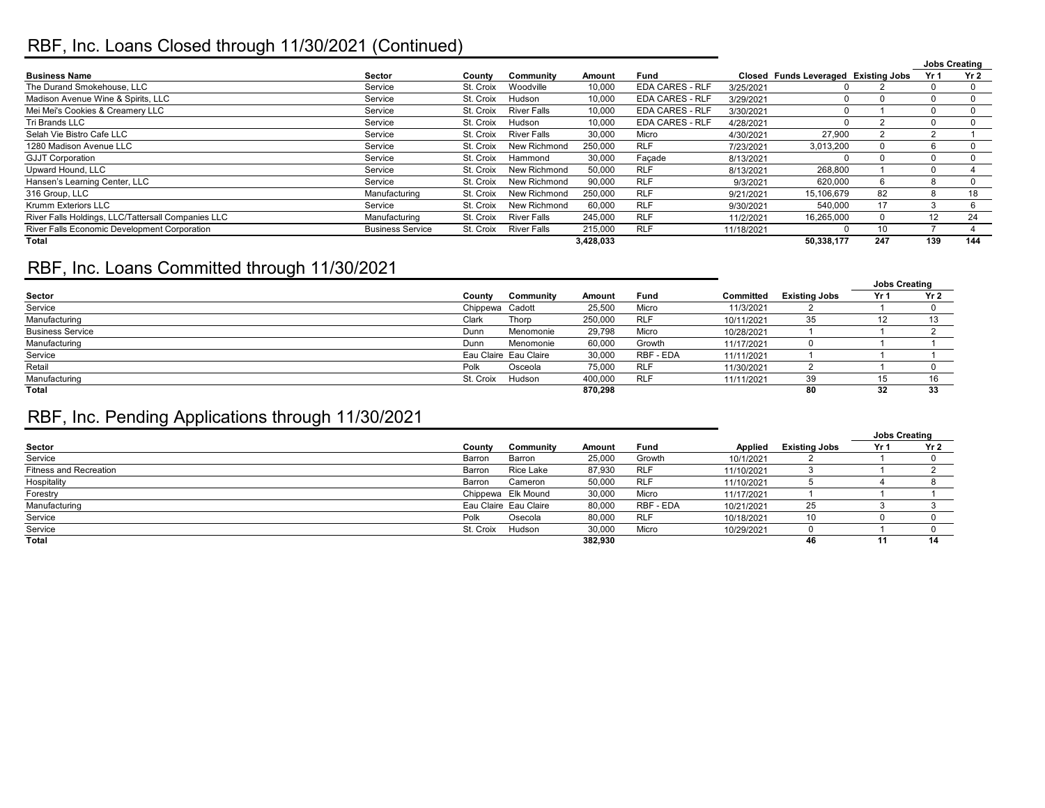## RBF, Inc. Loans Closed through 11/30/2021 (Continued)

| Business Name | Sector | County | Community | Amount | Fund | Closed | Funds Leveraged | Existing Jobs | Jobs Creating Yr 1 | Jobs Creating Yr 2 |
|---|---|---|---|---|---|---|---|---|---|---|
| The Durand Smokehouse, LLC | Service | St. Croix | Woodville | 10,000 | EDA CARES - RLF | 3/25/2021 | 0 | 2 | 0 | 0 |
| Madison Avenue Wine & Spirits, LLC | Service | St. Croix | Hudson | 10,000 | EDA CARES - RLF | 3/29/2021 | 0 | 0 | 0 | 0 |
| Mei Mei's Cookies & Creamery LLC | Service | St. Croix | River Falls | 10,000 | EDA CARES - RLF | 3/30/2021 | 0 | 1 | 0 | 0 |
| Tri Brands LLC | Service | St. Croix | Hudson | 10,000 | EDA CARES - RLF | 4/28/2021 | 0 | 2 | 0 | 0 |
| Selah Vie Bistro Cafe LLC | Service | St. Croix | River Falls | 30,000 | Micro | 4/30/2021 | 27,900 | 2 | 2 | 1 |
| 1280 Madison Avenue LLC | Service | St. Croix | New Richmond | 250,000 | RLF | 7/23/2021 | 3,013,200 | 0 | 6 | 0 |
| GJJT Corporation | Service | St. Croix | Hammond | 30,000 | Façade | 8/13/2021 | 0 | 0 | 0 | 0 |
| Upward Hound, LLC | Service | St. Croix | New Richmond | 50,000 | RLF | 8/13/2021 | 268,800 | 1 | 0 | 4 |
| Hansen's Learning Center, LLC | Service | St. Croix | New Richmond | 90,000 | RLF | 9/3/2021 | 620,000 | 6 | 8 | 0 |
| 316 Group, LLC | Manufacturing | St. Croix | New Richmond | 250,000 | RLF | 9/21/2021 | 15,106,679 | 82 | 8 | 18 |
| Krumm Exteriors LLC | Service | St. Croix | New Richmond | 60,000 | RLF | 9/30/2021 | 540,000 | 17 | 3 | 6 |
| River Falls Holdings, LLC/Tattersall Companies LLC | Manufacturing | St. Croix | River Falls | 245,000 | RLF | 11/2/2021 | 16,265,000 | 0 | 12 | 24 |
| River Falls Economic Development Corporation | Business Service | St. Croix | River Falls | 215,000 | RLF | 11/18/2021 | 0 | 10 | 7 | 4 |
| **Total** | | | | **3,428,033** | | | **50,338,177** | **247** | **139** | **144** |

## RBF, Inc. Loans Committed through 11/30/2021

| Sector | County | Community | Amount | Fund | Committed | Existing Jobs | Jobs Creating Yr 1 | Jobs Creating Yr 2 |
|---|---|---|---|---|---|---|---|---|
| Service | Chippewa | Cadott | 25,500 | Micro | 11/3/2021 | 2 | 1 | 0 |
| Manufacturing | Clark | Thorp | 250,000 | RLF | 10/11/2021 | 35 | 12 | 13 |
| Business Service | Dunn | Menomonie | 29,798 | Micro | 10/28/2021 | 1 | 1 | 2 |
| Manufacturing | Dunn | Menomonie | 60,000 | Growth | 11/17/2021 | 0 | 1 | 1 |
| Service | Eau Claire | Eau Claire | 30,000 | RBF - EDA | 11/11/2021 | 1 | 1 | 1 |
| Retail | Polk | Osceola | 75,000 | RLF | 11/30/2021 | 2 | 1 | 0 |
| Manufacturing | St. Croix | Hudson | 400,000 | RLF | 11/11/2021 | 39 | 15 | 16 |
| **Total** | | | **870,298** | | | **80** | **32** | **33** |

## RBF, Inc. Pending Applications through 11/30/2021

| Sector | County | Community | Amount | Fund | Applied | Existing Jobs | Jobs Creating Yr 1 | Jobs Creating Yr 2 |
|---|---|---|---|---|---|---|---|---|
| Service | Barron | Barron | 25,000 | Growth | 10/1/2021 | 2 | 1 | 0 |
| Fitness and Recreation | Barron | Rice Lake | 87,930 | RLF | 11/10/2021 | 3 | 1 | 2 |
| Hospitality | Barron | Cameron | 50,000 | RLF | 11/10/2021 | 5 | 4 | 8 |
| Forestry | Chippewa | Elk Mound | 30,000 | Micro | 11/17/2021 | 1 | 1 | 1 |
| Manufacturing | Eau Claire | Eau Claire | 80,000 | RBF - EDA | 10/21/2021 | 25 | 3 | 3 |
| Service | Polk | Osecola | 80,000 | RLF | 10/18/2021 | 10 | 0 | 0 |
| Service | St. Croix | Hudson | 30,000 | Micro | 10/29/2021 | 0 | 1 | 0 |
| **Total** | | | **382,930** | | | **46** | **11** | **14** |